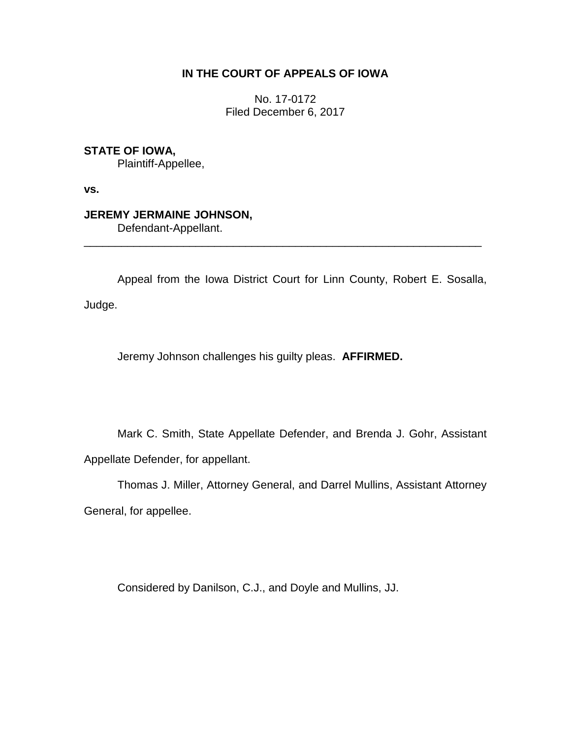**IN THE COURT OF APPEALS OF IOWA**

No. 17-0172
Filed December 6, 2017

**STATE OF IOWA,**
Plaintiff-Appellee,

**vs.**

**JEREMY JERMAINE JOHNSON,**
Defendant-Appellant.

---

Appeal from the Iowa District Court for Linn County, Robert E. Sosalla, Judge.

Jeremy Johnson challenges his guilty pleas. **AFFIRMED.**

Mark C. Smith, State Appellate Defender, and Brenda J. Gohr, Assistant Appellate Defender, for appellant.

Thomas J. Miller, Attorney General, and Darrel Mullins, Assistant Attorney General, for appellee.

Considered by Danilson, C.J., and Doyle and Mullins, JJ.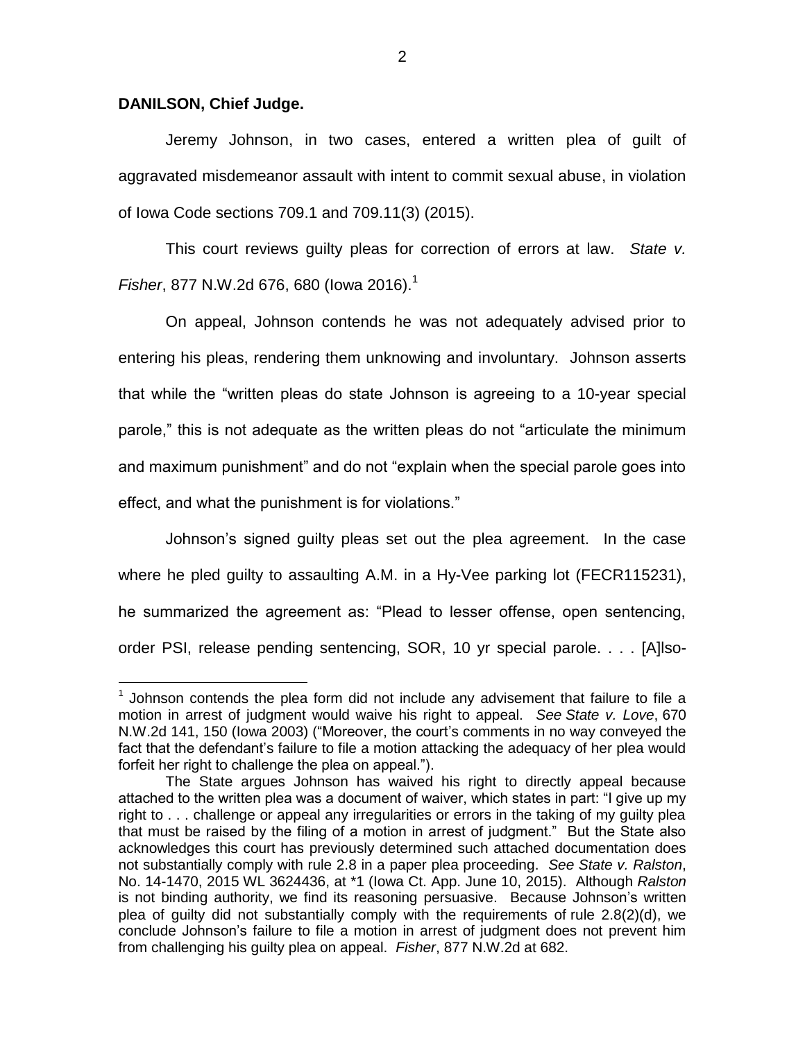**DANILSON, Chief Judge.**

Jeremy Johnson, in two cases, entered a written plea of guilt of aggravated misdemeanor assault with intent to commit sexual abuse, in violation of Iowa Code sections 709.1 and 709.11(3) (2015).

This court reviews guilty pleas for correction of errors at law. *State v. Fisher*, 877 N.W.2d 676, 680 (Iowa 2016).[1]

On appeal, Johnson contends he was not adequately advised prior to entering his pleas, rendering them unknowing and involuntary. Johnson asserts that while the "written pleas do state Johnson is agreeing to a 10-year special parole," this is not adequate as the written pleas do not "articulate the minimum and maximum punishment" and do not "explain when the special parole goes into effect, and what the punishment is for violations."

Johnson's signed guilty pleas set out the plea agreement. In the case where he pled guilty to assaulting A.M. in a Hy-Vee parking lot (FECR115231), he summarized the agreement as: "Plead to lesser offense, open sentencing, order PSI, release pending sentencing, SOR, 10 yr special parole. . . . [A]lso-

---

[1] Johnson contends the plea form did not include any advisement that failure to file a motion in arrest of judgment would waive his right to appeal. *See State v. Love*, 670 N.W.2d 141, 150 (Iowa 2003) ("Moreover, the court's comments in no way conveyed the fact that the defendant's failure to file a motion attacking the adequacy of her plea would forfeit her right to challenge the plea on appeal.").

The State argues Johnson has waived his right to directly appeal because attached to the written plea was a document of waiver, which states in part: "I give up my right to . . . challenge or appeal any irregularities or errors in the taking of my guilty plea that must be raised by the filing of a motion in arrest of judgment." But the State also acknowledges this court has previously determined such attached documentation does not substantially comply with rule 2.8 in a paper plea proceeding. *See State v. Ralston*, No. 14-1470, 2015 WL 3624436, at *1 (Iowa Ct. App. June 10, 2015). Although *Ralston* is not binding authority, we find its reasoning persuasive. Because Johnson's written plea of guilty did not substantially comply with the requirements of rule 2.8(2)(d), we conclude Johnson's failure to file a motion in arrest of judgment does not prevent him from challenging his guilty plea on appeal. *Fisher*, 877 N.W.2d at 682.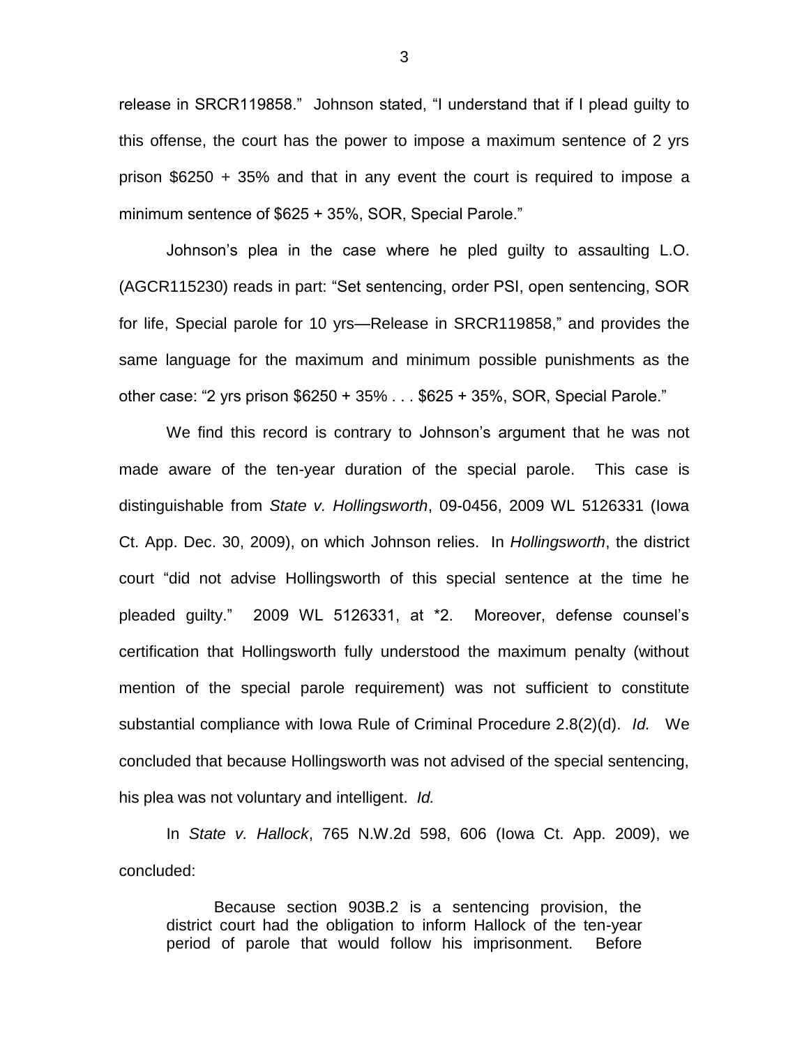release in SRCR119858." Johnson stated, "I understand that if I plead guilty to this offense, the court has the power to impose a maximum sentence of 2 yrs prison $6250 + 35% and that in any event the court is required to impose a minimum sentence of $625 + 35%, SOR, Special Parole."

Johnson's plea in the case where he pled guilty to assaulting L.O. (AGCR115230) reads in part: "Set sentencing, order PSI, open sentencing, SOR for life, Special parole for 10 yrs—Release in SRCR119858," and provides the same language for the maximum and minimum possible punishments as the other case: "2 yrs prison $6250 + 35% . . . $625 + 35%, SOR, Special Parole."

We find this record is contrary to Johnson's argument that he was not made aware of the ten-year duration of the special parole. This case is distinguishable from *State v. Hollingsworth*, 09-0456, 2009 WL 5126331 (Iowa Ct. App. Dec. 30, 2009), on which Johnson relies. In *Hollingsworth*, the district court "did not advise Hollingsworth of this special sentence at the time he pleaded guilty." 2009 WL 5126331, at *2. Moreover, defense counsel's certification that Hollingsworth fully understood the maximum penalty (without mention of the special parole requirement) was not sufficient to constitute substantial compliance with Iowa Rule of Criminal Procedure 2.8(2)(d). *Id.* We concluded that because Hollingsworth was not advised of the special sentencing, his plea was not voluntary and intelligent. *Id.*

In *State v. Hallock*, 765 N.W.2d 598, 606 (Iowa Ct. App. 2009), we concluded:

> Because section 903B.2 is a sentencing provision, the district court had the obligation to inform Hallock of the ten-year period of parole that would follow his imprisonment. Before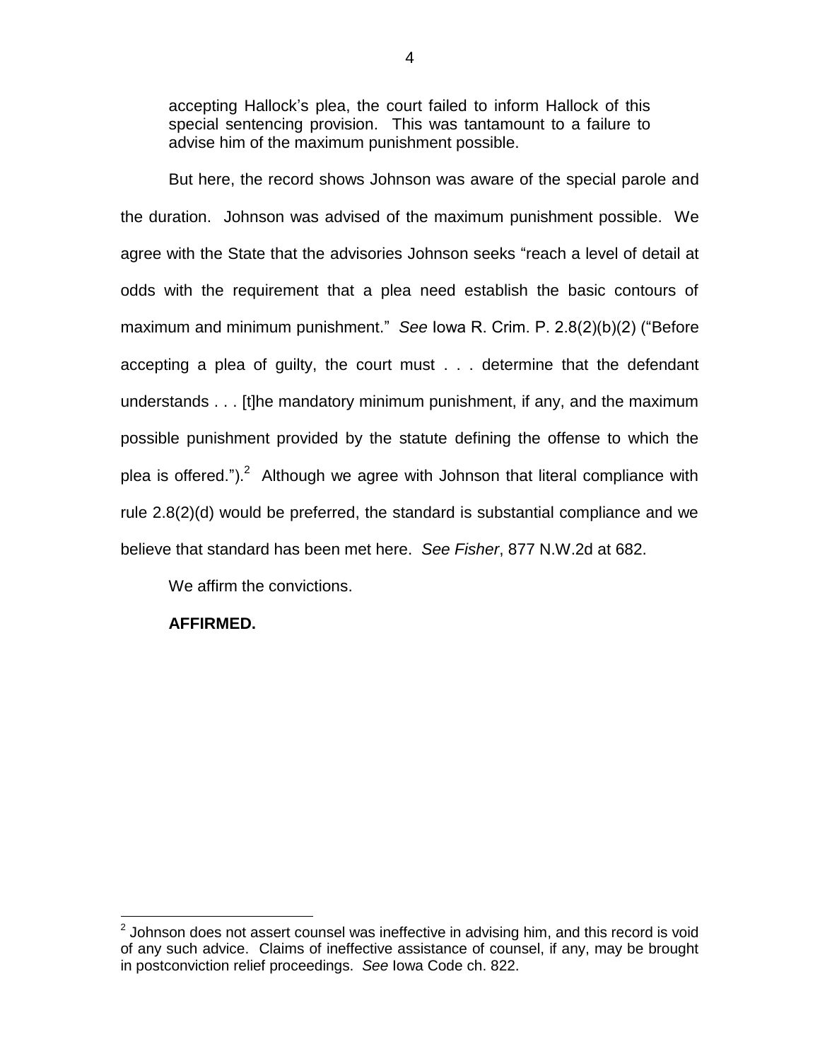> accepting Hallock's plea, the court failed to inform Hallock of this special sentencing provision. This was tantamount to a failure to advise him of the maximum punishment possible.

But here, the record shows Johnson was aware of the special parole and the duration. Johnson was advised of the maximum punishment possible. We agree with the State that the advisories Johnson seeks "reach a level of detail at odds with the requirement that a plea need establish the basic contours of maximum and minimum punishment." *See* Iowa R. Crim. P. 2.8(2)(b)(2) ("Before accepting a plea of guilty, the court must . . . determine that the defendant understands . . . [t]he mandatory minimum punishment, if any, and the maximum possible punishment provided by the statute defining the offense to which the plea is offered.").[2] Although we agree with Johnson that literal compliance with rule 2.8(2)(d) would be preferred, the standard is substantial compliance and we believe that standard has been met here. *See Fisher*, 877 N.W.2d at 682.

We affirm the convictions.

**AFFIRMED.**

---

[2] Johnson does not assert counsel was ineffective in advising him, and this record is void of any such advice. Claims of ineffective assistance of counsel, if any, may be brought in postconviction relief proceedings. *See* Iowa Code ch. 822.